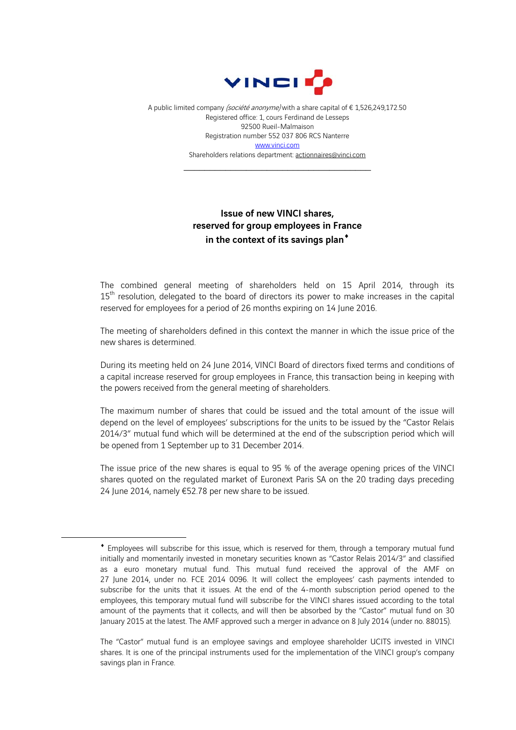VINCI

A public limited company *(société anonyme)* with a share capital of € 1,526,249,172.50
Registered office: 1, cours Ferdinand de Lesseps
92500 Rueil-Malmaison
Registration number 552 037 806 RCS Nanterre
www.vinci.com
Shareholders relations department: actionnaires@vinci.com

---

## Issue of new VINCI shares, reserved for group employees in France in the context of its savings plan♦

The combined general meeting of shareholders held on 15 April 2014, through its 15th resolution, delegated to the board of directors its power to make increases in the capital reserved for employees for a period of 26 months expiring on 14 June 2016.

The meeting of shareholders defined in this context the manner in which the issue price of the new shares is determined.

During its meeting held on 24 June 2014, VINCI Board of directors fixed terms and conditions of a capital increase reserved for group employees in France, this transaction being in keeping with the powers received from the general meeting of shareholders.

The maximum number of shares that could be issued and the total amount of the issue will depend on the level of employees' subscriptions for the units to be issued by the "Castor Relais 2014/3" mutual fund which will be determined at the end of the subscription period which will be opened from 1 September up to 31 December 2014.

The issue price of the new shares is equal to 95 % of the average opening prices of the VINCI shares quoted on the regulated market of Euronext Paris SA on the 20 trading days preceding 24 June 2014, namely €52.78 per new share to be issued.

---

♦ Employees will subscribe for this issue, which is reserved for them, through a temporary mutual fund initially and momentarily invested in monetary securities known as "Castor Relais 2014/3" and classified as a euro monetary mutual fund. This mutual fund received the approval of the AMF on 27 June 2014, under no. FCE 2014 0096. It will collect the employees' cash payments intended to subscribe for the units that it issues. At the end of the 4-month subscription period opened to the employees, this temporary mutual fund will subscribe for the VINCI shares issued according to the total amount of the payments that it collects, and will then be absorbed by the "Castor" mutual fund on 30 January 2015 at the latest. The AMF approved such a merger in advance on 8 July 2014 (under no. 88015).

The "Castor" mutual fund is an employee savings and employee shareholder UCITS invested in VINCI shares. It is one of the principal instruments used for the implementation of the VINCI group's company savings plan in France.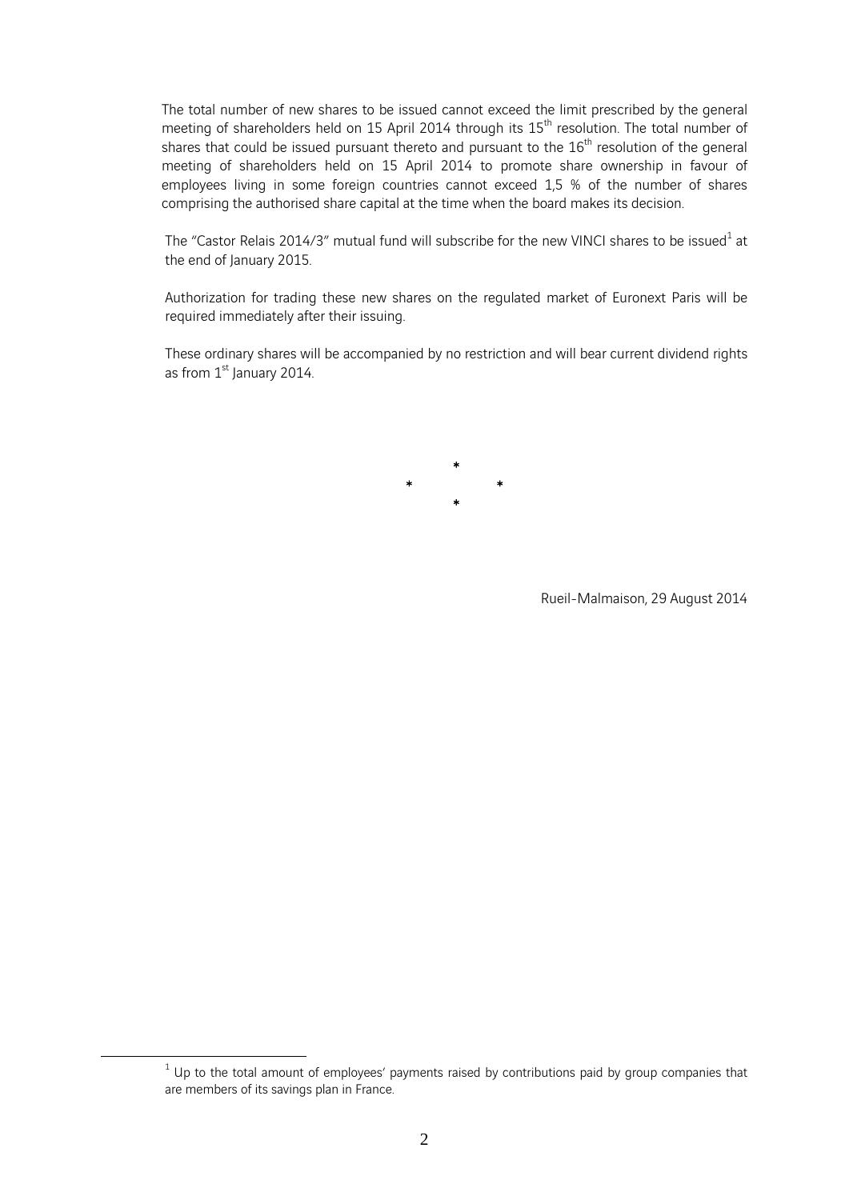The total number of new shares to be issued cannot exceed the limit prescribed by the general meeting of shareholders held on 15 April 2014 through its 15th resolution. The total number of shares that could be issued pursuant thereto and pursuant to the 16th resolution of the general meeting of shareholders held on 15 April 2014 to promote share ownership in favour of employees living in some foreign countries cannot exceed 1,5 % of the number of shares comprising the authorised share capital at the time when the board makes its decision.

The "Castor Relais 2014/3" mutual fund will subscribe for the new VINCI shares to be issued[1] at the end of January 2015.

Authorization for trading these new shares on the regulated market of Euronext Paris will be required immediately after their issuing.

These ordinary shares will be accompanied by no restriction and will bear current dividend rights as from 1st January 2014.

*

\*     *

*

Rueil-Malmaison, 29 August 2014

[1] Up to the total amount of employees' payments raised by contributions paid by group companies that are members of its savings plan in France.